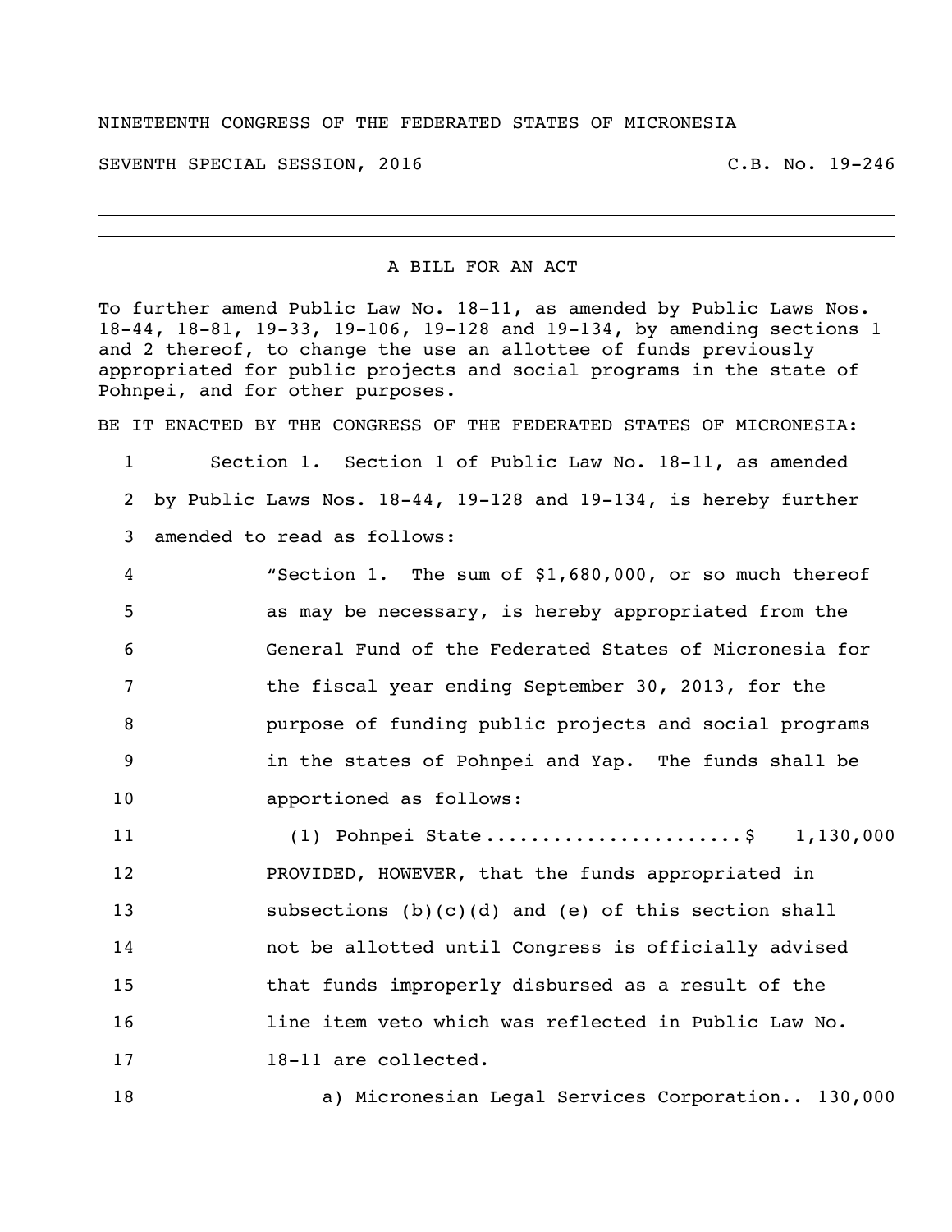NINETEENTH CONGRESS OF THE FEDERATED STATES OF MICRONESIA

SEVENTH SPECIAL SESSION, 2016 C.B. No. 19-246

---

A BILL FOR AN ACT

To further amend Public Law No. 18-11, as amended by Public Laws Nos. 18-44, 18-81, 19-33, 19-106, 19-128 and 19-134, by amending sections 1 and 2 thereof, to change the use an allottee of funds previously appropriated for public projects and social programs in the state of Pohnpei, and for other purposes.

BE IT ENACTED BY THE CONGRESS OF THE FEDERATED STATES OF MICRONESIA:

1 Section 1. Section 1 of Public Law No. 18-11, as amended
2 by Public Laws Nos. 18-44, 19-128 and 19-134, is hereby further
3 amended to read as follows:

4 "Section 1. The sum of $1,680,000, or so much thereof
5 as may be necessary, is hereby appropriated from the
6 General Fund of the Federated States of Micronesia for
7 the fiscal year ending September 30, 2013, for the
8 purpose of funding public projects and social programs
9 in the states of Pohnpei and Yap. The funds shall be
10 apportioned as follows:

11 (1) Pohnpei State ......................$ 1,130,000
12 PROVIDED, HOWEVER, that the funds appropriated in
13 subsections (b)(c)(d) and (e) of this section shall
14 not be allotted until Congress is officially advised
15 that funds improperly disbursed as a result of the
16 line item veto which was reflected in Public Law No.
17 18-11 are collected.

18 a) Micronesian Legal Services Corporation.. 130,000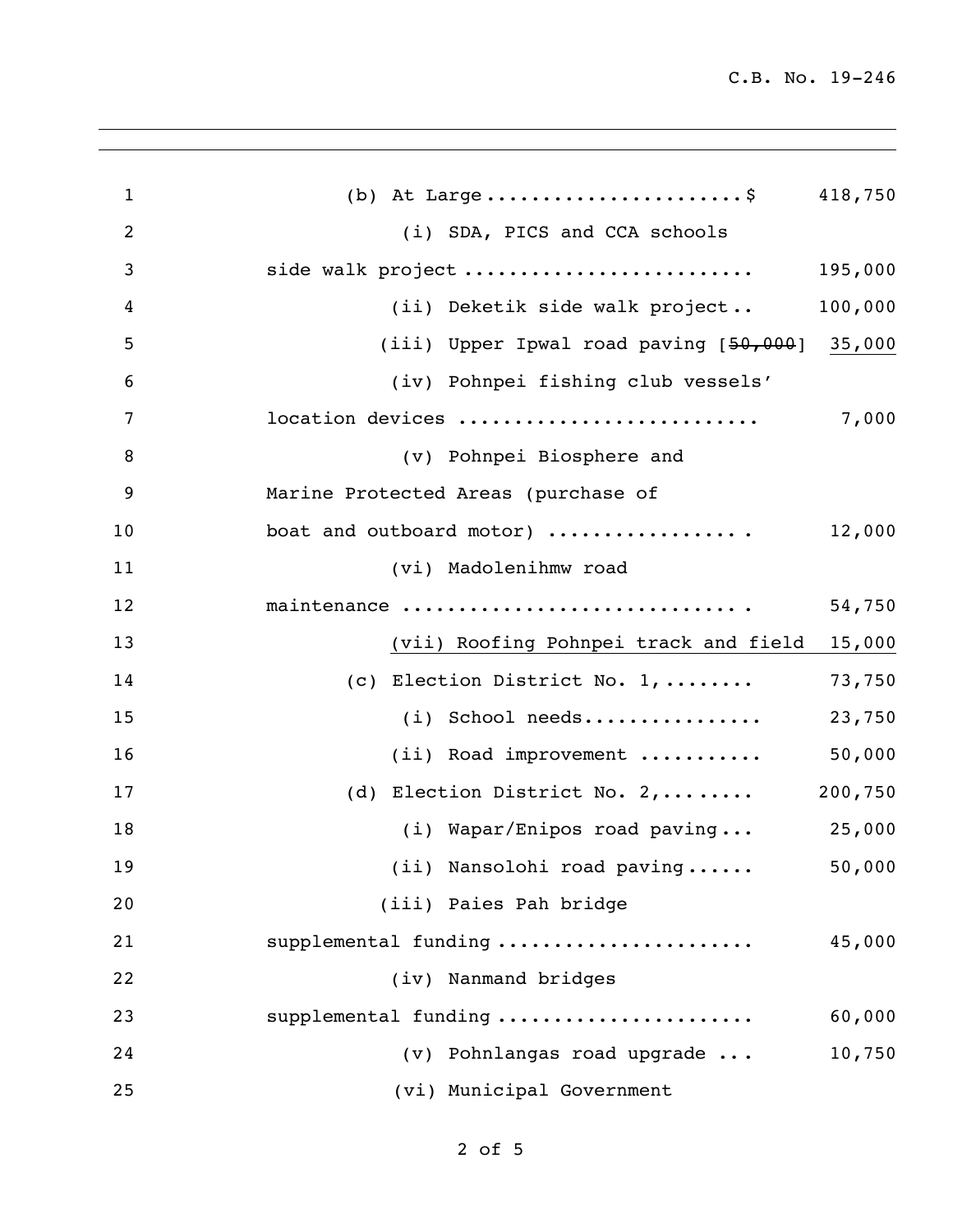(b) At Large ....................... $ 418,750

(i) SDA, PICS and CCA schools side walk project ......................... 195,000

(ii) Deketik side walk project .. 100,000

(iii) Upper Ipwal road paving [~~50,000~~] <u>35,000</u>

(iv) Pohnpei fishing club vessels' location devices .......................... 7,000

(v) Pohnpei Biosphere and Marine Protected Areas (purchase of boat and outboard motor) ................. 12,000

(vi) Madolenihmw road maintenance .............................. 54,750

<u>(vii) Roofing Pohnpei track and field 15,000</u>

(c) Election District No. 1, ........ 73,750

(i) School needs................ 23,750

(ii) Road improvement ........... 50,000

(d) Election District No. 2, ........ 200,750

(i) Wapar/Enipos road paving ... 25,000

(ii) Nansolohi road paving ...... 50,000

(iii) Paies Pah bridge supplemental funding ...................... 45,000

(iv) Nanmand bridges supplemental funding ...................... 60,000

(v) Pohnlangas road upgrade ... 10,750

(vi) Municipal Government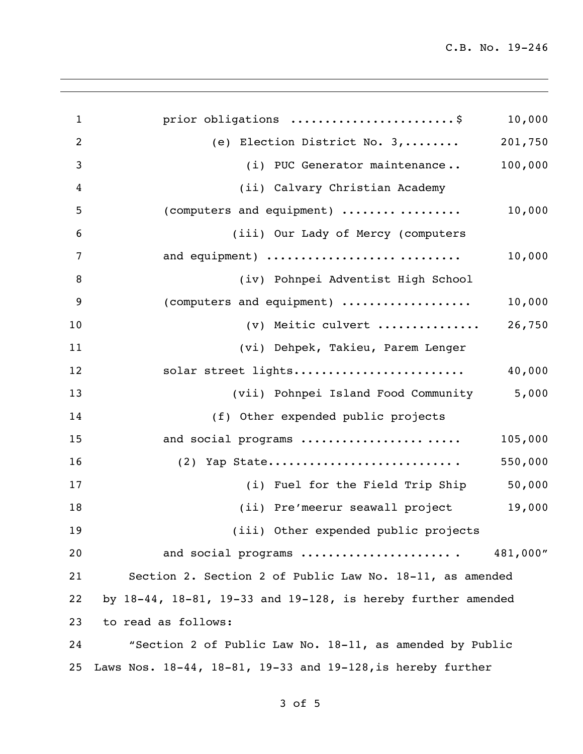prior obligations .......................$ 10,000

(e) Election District No. 3,........ 201,750

(i) PUC Generator maintenance.. 100,000

(ii) Calvary Christian Academy (computers and equipment) .................. 10,000

(iii) Our Lady of Mercy (computers and equipment) ............................ 10,000

(iv) Pohnpei Adventist High School (computers and equipment) .................. 10,000

(v) Meitic culvert ............... 26,750

(vi) Dehpek, Takieu, Parem Lenger solar street lights........................ 40,000

(vii) Pohnpei Island Food Community 5,000

(f) Other expended public projects and social programs ........................... 105,000

(2) Yap State........................... 550,000

(i) Fuel for the Field Trip Ship 50,000

(ii) Pre'meerur seawall project 19,000

(iii) Other expended public projects and social programs ..................... 481,000"

Section 2. Section 2 of Public Law No. 18-11, as amended by 18-44, 18-81, 19-33 and 19-128, is hereby further amended to read as follows:

"Section 2 of Public Law No. 18-11, as amended by Public Laws Nos. 18-44, 18-81, 19-33 and 19-128,is hereby further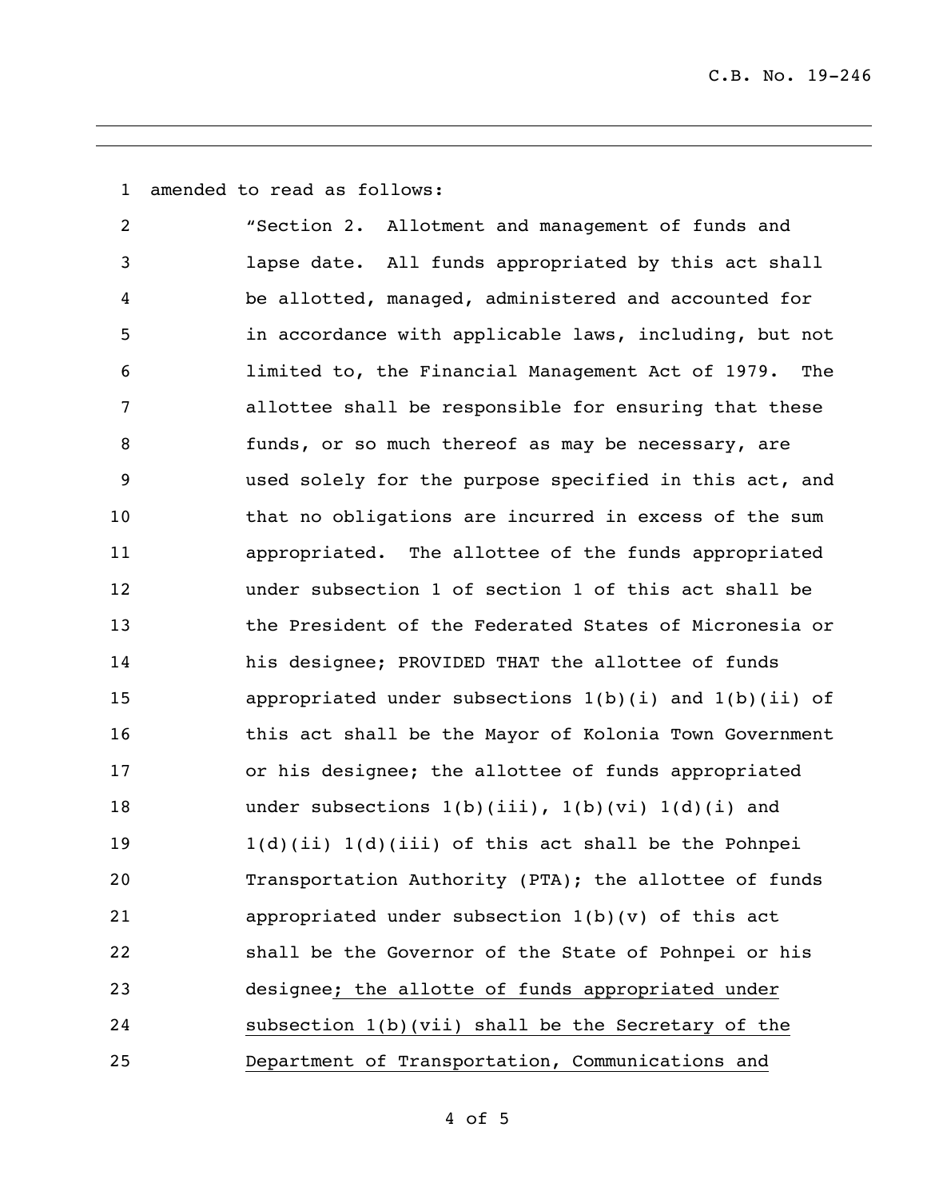amended to read as follows:

"Section 2. Allotment and management of funds and lapse date. All funds appropriated by this act shall be allotted, managed, administered and accounted for in accordance with applicable laws, including, but not limited to, the Financial Management Act of 1979. The allottee shall be responsible for ensuring that these funds, or so much thereof as may be necessary, are used solely for the purpose specified in this act, and that no obligations are incurred in excess of the sum appropriated. The allottee of the funds appropriated under subsection 1 of section 1 of this act shall be the President of the Federated States of Micronesia or his designee; PROVIDED THAT the allottee of funds appropriated under subsections 1(b)(i) and 1(b)(ii) of this act shall be the Mayor of Kolonia Town Government or his designee; the allottee of funds appropriated under subsections 1(b)(iii), 1(b)(vi) 1(d)(i) and 1(d)(ii) 1(d)(iii) of this act shall be the Pohnpei Transportation Authority (PTA); the allottee of funds appropriated under subsection 1(b)(v) of this act shall be the Governor of the State of Pohnpei or his designee<u>; the allotte of funds appropriated under subsection 1(b)(vii) shall be the Secretary of the Department of Transportation, Communications and</u>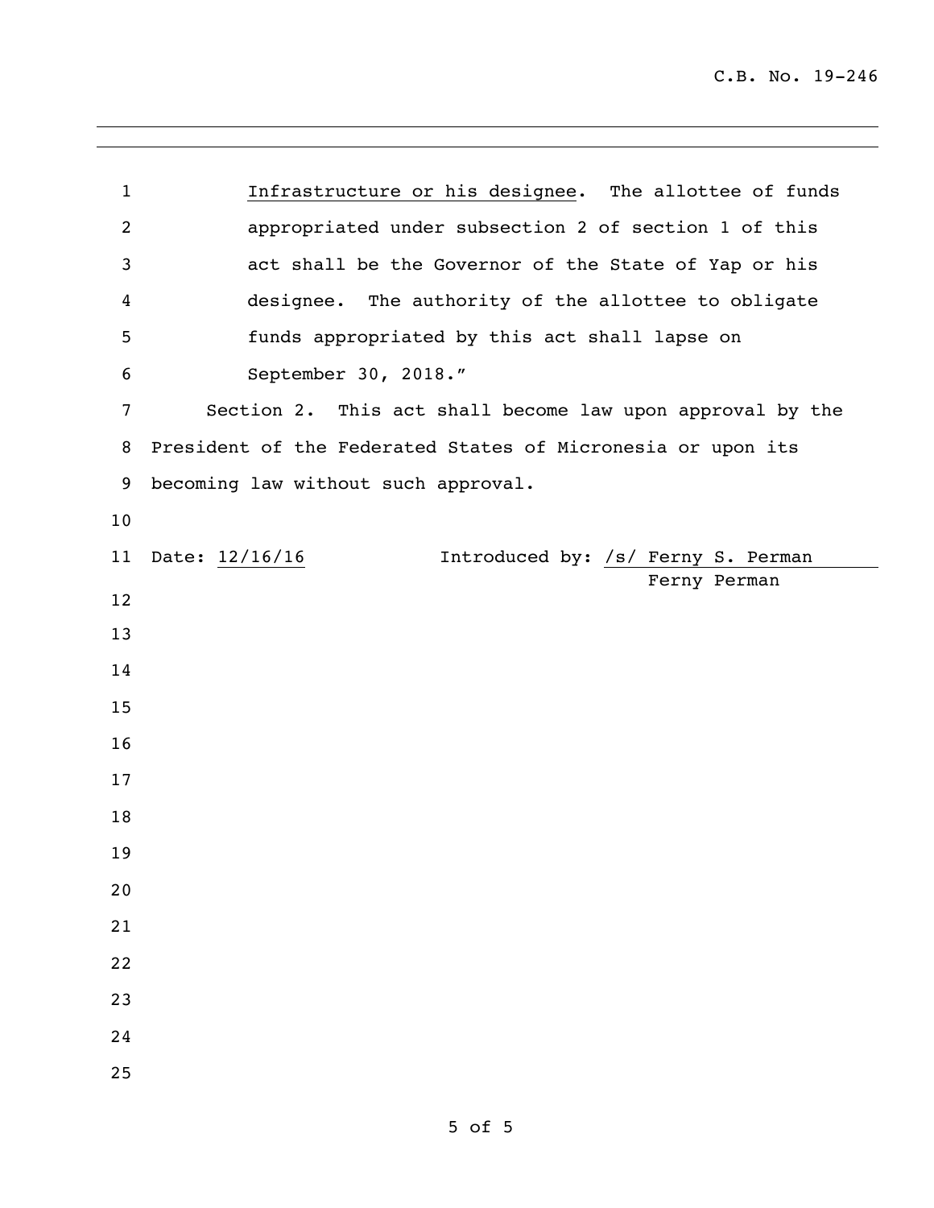<u>Infrastructure or his designee</u>. The allottee of funds appropriated under subsection 2 of section 1 of this act shall be the Governor of the State of Yap or his designee. The authority of the allottee to obligate funds appropriated by this act shall lapse on September 30, 2018."

Section 2. This act shall become law upon approval by the President of the Federated States of Micronesia or upon its becoming law without such approval.

Date: 12/16/16

Introduced by: /s/ Ferny S. Perman
Ferny Perman